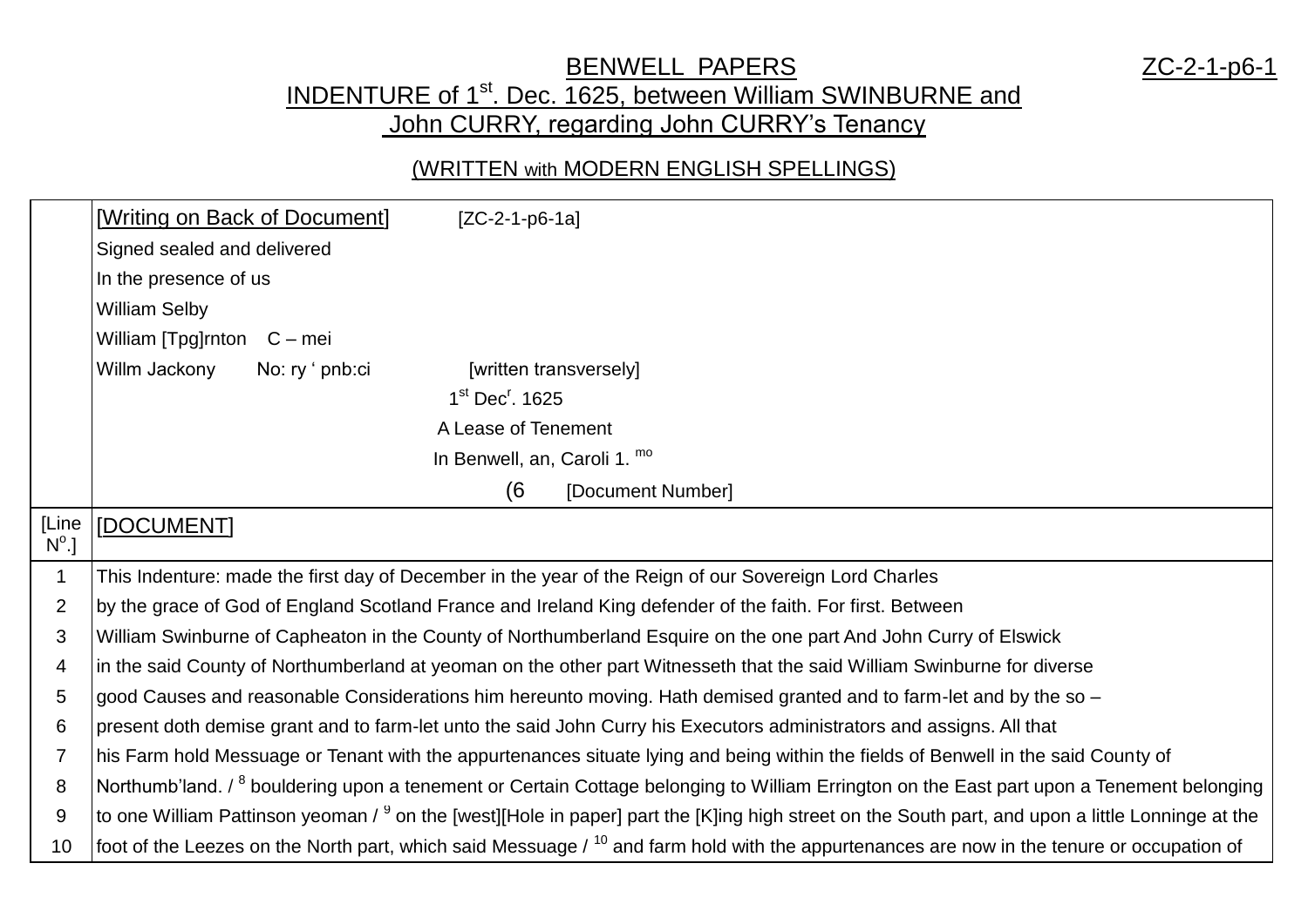# BENWELL PAPERS

ZC-2-1-p6-1

## INDENTURE of 1st. Dec. 1625, between William SWINBURNE and John CURRY, regarding John CURRY's Tenancy

(WRITTEN with MODERN ENGLISH SPELLINGS)

| | [Writing on Back of Document] [ZC-2-1-p6-1a] |
|---|---|
| | Signed sealed and delivered |
| | In the presence of us |
| | William Selby |
| | William [Tpg]rnton C – mei |
| | Willm Jackony No: ry ' pnb:ci [written transversely] |
| | 1st Decr. 1625 |
| | A Lease of Tenement |
| | In Benwell, an, Caroli 1. mo |
| | (6 [Document Number] |
| [Line No.] | [DOCUMENT] |
| 1 | This Indenture: made the first day of December in the year of the Reign of our Sovereign Lord Charles |
| 2 | by the grace of God of England Scotland France and Ireland King defender of the faith. For first. Between |
| 3 | William Swinburne of Capheaton in the County of Northumberland Esquire on the one part And John Curry of Elswick |
| 4 | in the said County of Northumberland at yeoman on the other part Witnesseth that the said William Swinburne for diverse |
| 5 | good Causes and reasonable Considerations him hereunto moving. Hath demised granted and to farm-let and by the so – |
| 6 | present doth demise grant and to farm-let unto the said John Curry his Executors administrators and assigns. All that |
| 7 | his Farm hold Messuage or Tenant with the appurtenances situate lying and being within the fields of Benwell in the said County of |
| 8 | Northumb'land. / 8 bouldering upon a tenement or Certain Cottage belonging to William Errington on the East part upon a Tenement belonging |
| 9 | to one William Pattinson yeoman / 9 on the [west][Hole in paper] part the [K]ing high street on the South part, and upon a little Lonninge at the |
| 10 | foot of the Leezes on the North part, which said Messuage / 10 and farm hold with the appurtenances are now in the tenure or occupation of |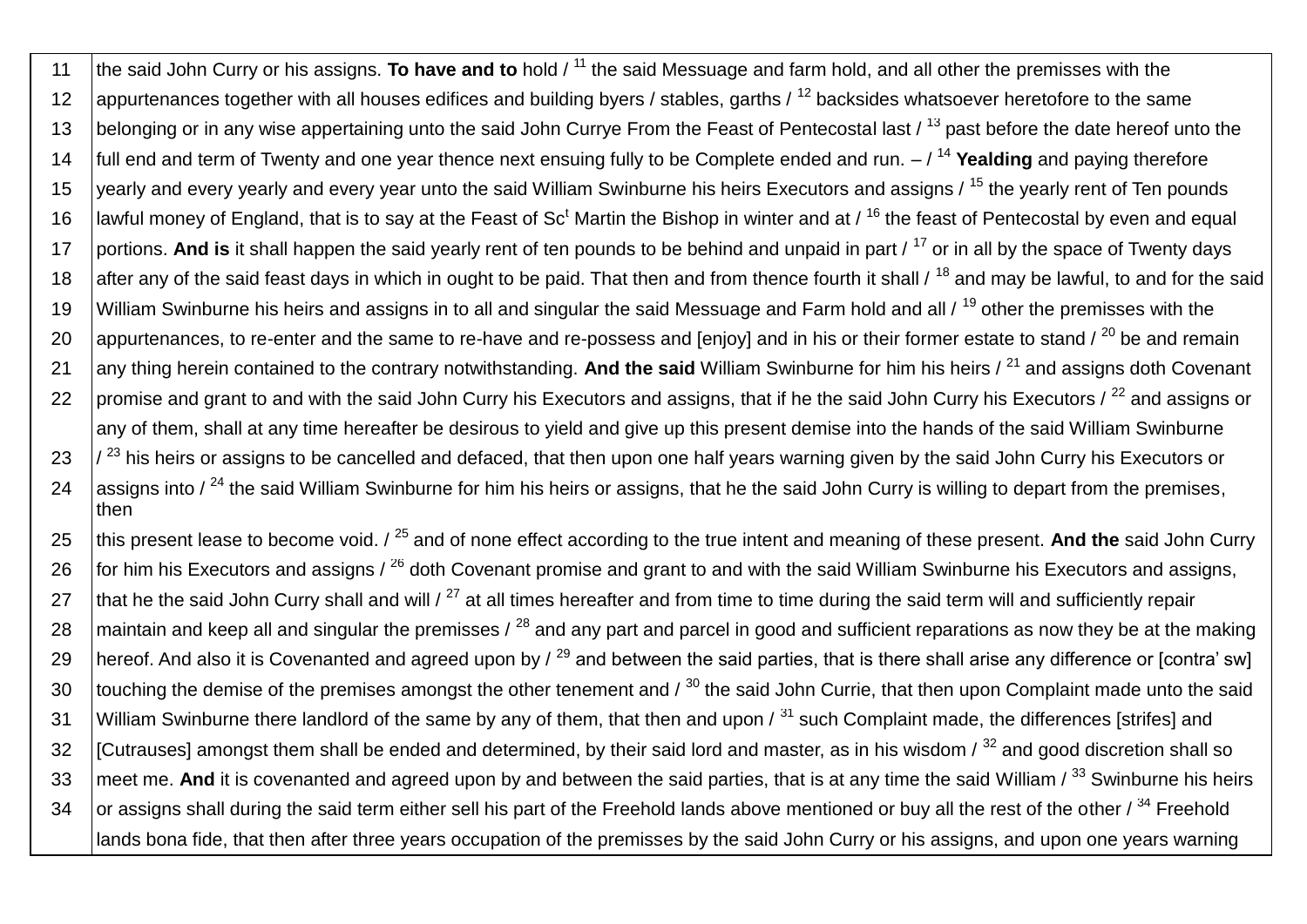| | |
|---|---|
| 11 | the said John Curry or his assigns. **To have and to** hold / [11] the said Messuage and farm hold, and all other the premisses with the |
| 12 | appurtenances together with all houses edifices and building byers / stables, garths / [12] backsides whatsoever heretofore to the same |
| 13 | belonging or in any wise appertaining unto the said John Currye From the Feast of Pentecostal last / [13] past before the date hereof unto the |
| 14 | full end and term of Twenty and one year thence next ensuing fully to be Complete ended and run. – / [14] **Yealding** and paying therefore |
| 15 | yearly and every yearly and every year unto the said William Swinburne his heirs Executors and assigns / [15] the yearly rent of Ten pounds |
| 16 | lawful money of England, that is to say at the Feast of Sc$^{t}$ Martin the Bishop in winter and at / [16] the feast of Pentecostal by even and equal |
| 17 | portions. **And is** it shall happen the said yearly rent of ten pounds to be behind and unpaid in part / [17] or in all by the space of Twenty days |
| 18 | after any of the said feast days in which in ought to be paid. That then and from thence fourth it shall / [18] and may be lawful, to and for the said |
| 19 | William Swinburne his heirs and assigns in to all and singular the said Messuage and Farm hold and all / [19] other the premisses with the |
| 20 | appurtenances, to re-enter and the same to re-have and re-possess and [enjoy] and in his or their former estate to stand / [20] be and remain |
| 21 | any thing herein contained to the contrary notwithstanding. **And the said** William Swinburne for him his heirs / [21] and assigns doth Covenant |
| 22 | promise and grant to and with the said John Curry his Executors and assigns, that if he the said John Curry his Executors / [22] and assigns or any of them, shall at any time hereafter be desirous to yield and give up this present demise into the hands of the said William Swinburne |
| 23 | / [23] his heirs or assigns to be cancelled and defaced, that then upon one half years warning given by the said John Curry his Executors or |
| 24 | assigns into / [24] the said William Swinburne for him his heirs or assigns, that he the said John Curry is willing to depart from the premises, then |
| 25 | this present lease to become void. / [25] and of none effect according to the true intent and meaning of these present. **And the** said John Curry |
| 26 | for him his Executors and assigns / [26] doth Covenant promise and grant to and with the said William Swinburne his Executors and assigns, |
| 27 | that he the said John Curry shall and will / [27] at all times hereafter and from time to time during the said term will and sufficiently repair |
| 28 | maintain and keep all and singular the premisses / [28] and any part and parcel in good and sufficient reparations as now they be at the making |
| 29 | hereof. And also it is Covenanted and agreed upon by / [29] and between the said parties, that is there shall arise any difference or [contra' sw] |
| 30 | touching the demise of the premises amongst the other tenement and / [30] the said John Currie, that then upon Complaint made unto the said |
| 31 | William Swinburne there landlord of the same by any of them, that then and upon / [31] such Complaint made, the differences [strifes] and |
| 32 | [Cutrauses] amongst them shall be ended and determined, by their said lord and master, as in his wisdom / [32] and good discretion shall so |
| 33 | meet me. **And** it is covenanted and agreed upon by and between the said parties, that is at any time the said William / [33] Swinburne his heirs |
| 34 | or assigns shall during the said term either sell his part of the Freehold lands above mentioned or buy all the rest of the other / [34] Freehold lands bona fide, that then after three years occupation of the premisses by the said John Curry or his assigns, and upon one years warning |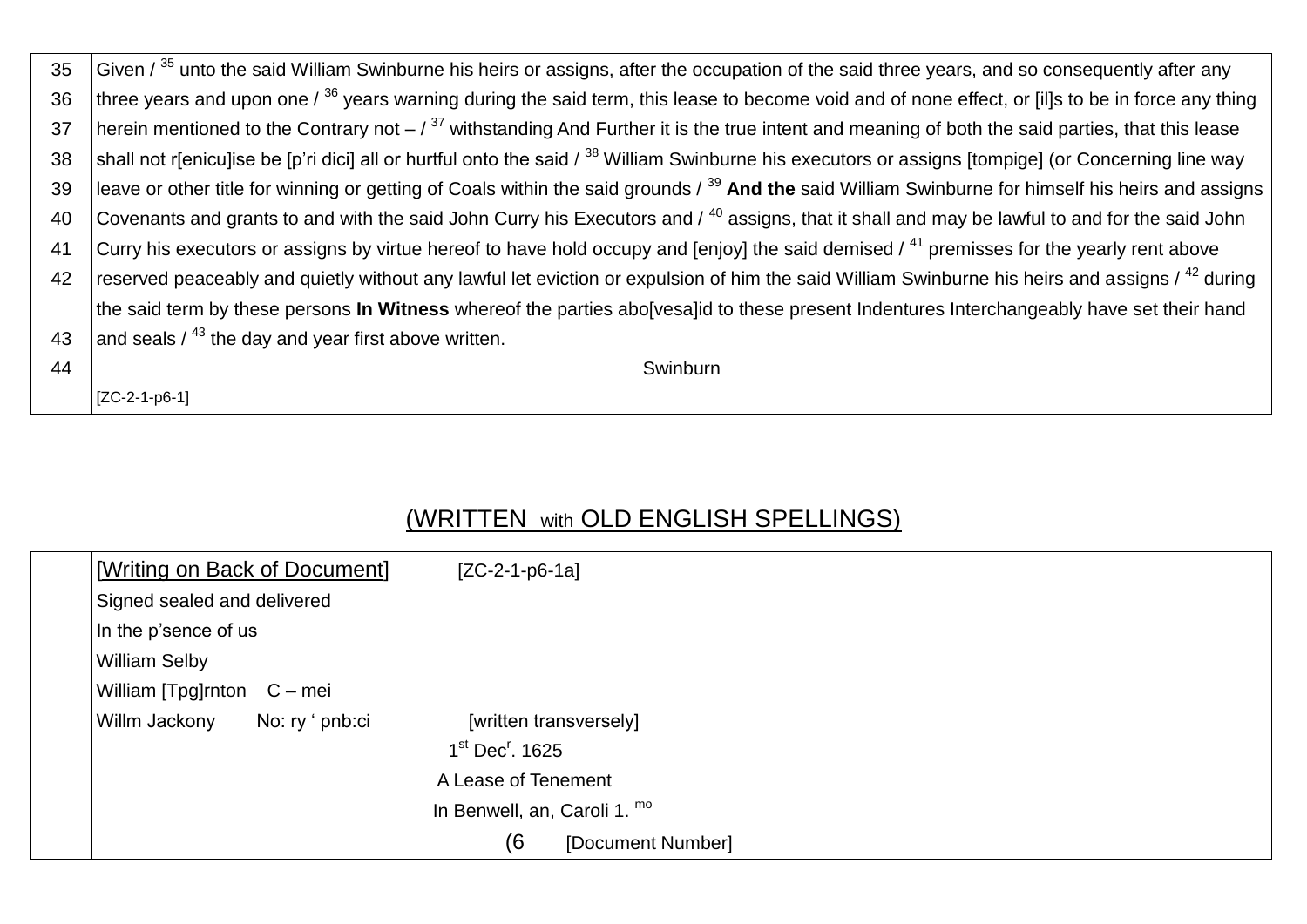| | |
|---|---|
| 35 | Given / 35 unto the said William Swinburne his heirs or assigns, after the occupation of the said three years, and so consequently after any |
| 36 | three years and upon one / 36 years warning during the said term, this lease to become void and of none effect, or [il]s to be in force any thing |
| 37 | herein mentioned to the Contrary not – / 37 withstanding And Further it is the true intent and meaning of both the said parties, that this lease |
| 38 | shall not r[enicu]ise be [p'ri dici] all or hurtful onto the said / 38 William Swinburne his executors or assigns [tompige] (or Concerning line way |
| 39 | leave or other title for winning or getting of Coals within the said grounds / 39 **And the** said William Swinburne for himself his heirs and assigns |
| 40 | Covenants and grants to and with the said John Curry his Executors and / 40 assigns, that it shall and may be lawful to and for the said John |
| 41 | Curry his executors or assigns by virtue hereof to have hold occupy and [enjoy] the said demised / 41 premisses for the yearly rent above |
| 42 | reserved peaceably and quietly without any lawful let eviction or expulsion of him the said William Swinburne his heirs and assigns / 42 during the said term by these persons **In Witness** whereof the parties abo[vesa]id to these present Indentures Interchangeably have set their hand |
| 43 | and seals / 43 the day and year first above written. |
| 44 | Swinburn |
| | [ZC-2-1-p6-1] |

## (WRITTEN with OLD ENGLISH SPELLINGS)

| | |
|---|---|
| | [Writing on Back of Document] [ZC-2-1-p6-1a] |
| | Signed sealed and delivered |
| | In the p'sence of us |
| | William Selby |
| | William [Tpg]rnton C – mei |
| | Willm Jackony No: ry ' pnb:ci [written transversely] |
| | 1st Dec^r. 1625 |
| | A Lease of Tenement |
| | In Benwell, an, Caroli 1. mo |
| | (6 [Document Number] |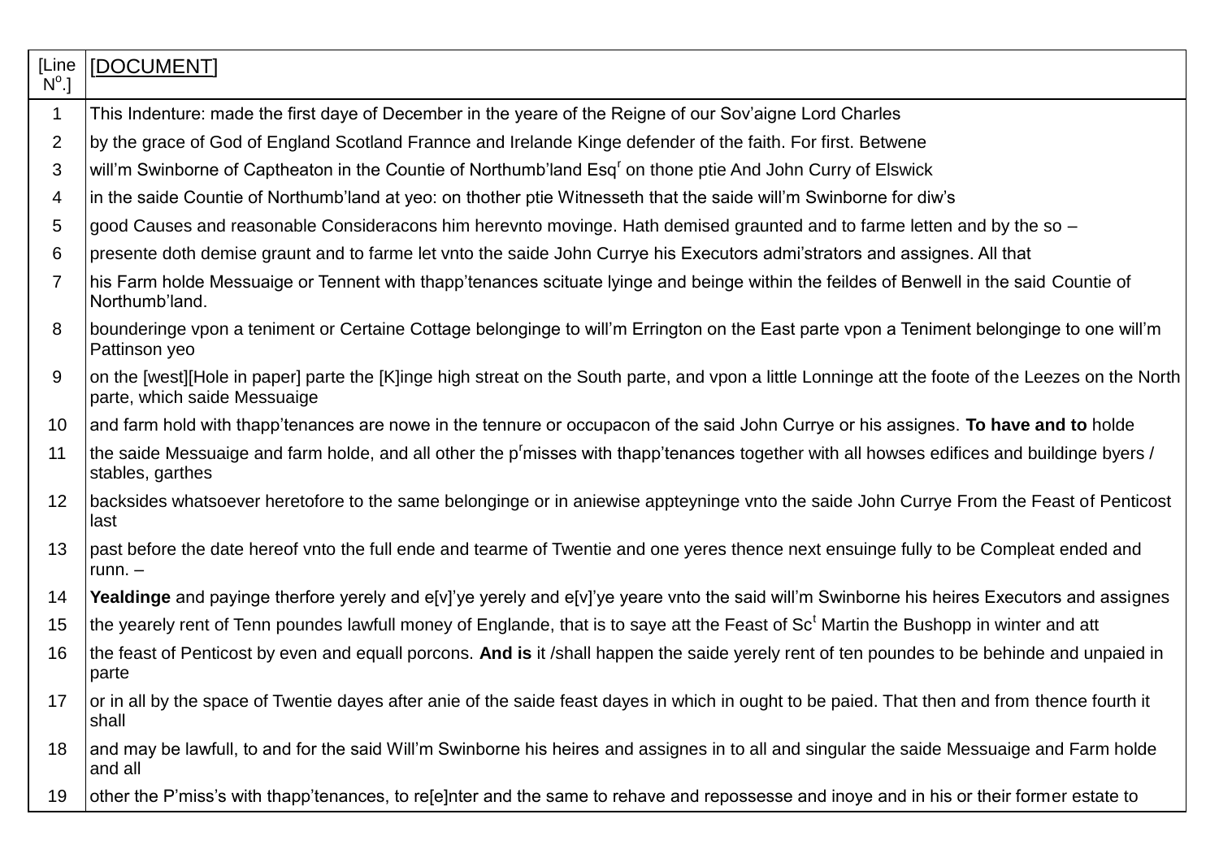| [Line N^o.] | [DOCUMENT] |
|---|---|
| 1 | This Indenture: made the first daye of December in the yeare of the Reigne of our Sov'aigne Lord Charles |
| 2 | by the grace of God of England Scotland Frannce and Irelande Kinge defender of the faith. For first. Betwene |
| 3 | will'm Swinborne of Captheaton in the Countie of Northumb'land Esq^r on thone ptie And John Curry of Elswick |
| 4 | in the saide Countie of Northumb'land at yeo: on thother ptie Witnesseth that the saide will'm Swinborne for diw's |
| 5 | good Causes and reasonable Consideracons him herevnto movinge. Hath demised graunted and to farme letten and by the so – |
| 6 | presente doth demise graunt and to farme let vnto the saide John Currye his Executors admi'strators and assignes. All that |
| 7 | his Farm holde Messuaige or Tennent with thapp'tenances scituate lyinge and beinge within the feildes of Benwell in the said Countie of Northumb'land. |
| 8 | bounderinge vpon a teniment or Certaine Cottage belonginge to will'm Errington on the East parte vpon a Teniment belonginge to one will'm Pattinson yeo |
| 9 | on the [west][Hole in paper] parte the [K]inge high streat on the South parte, and vpon a little Lonninge att the foote of the Leezes on the North parte, which saide Messuaige |
| 10 | and farm hold with thapp'tenances are nowe in the tennure or occupacon of the said John Currye or his assignes. **To have and to** holde |
| 11 | the saide Messuaige and farm holde, and all other the p^r misses with thapp'tenances together with all howses edifices and buildinge byers / stables, garthes |
| 12 | backsides whatsoever heretofore to the same belonginge or in aniewise appteyninge vnto the saide John Currye From the Feast of Penticost last |
| 13 | past before the date hereof vnto the full ende and tearme of Twentie and one yeres thence next ensuinge fully to be Compleat ended and runn. – |
| 14 | **Yealdinge** and payinge therfore yerely and e[v]'ye yerely and e[v]'ye yeare vnto the said will'm Swinborne his heires Executors and assignes |
| 15 | the yearely rent of Tenn poundes lawfull money of Englande, that is to saye att the Feast of Sc^t Martin the Bushopp in winter and att |
| 16 | the feast of Penticost by even and equall porcons. **And is** it /shall happen the saide yerely rent of ten poundes to be behinde and unpaied in parte |
| 17 | or in all by the space of Twentie dayes after anie of the saide feast dayes in which in ought to be paied. That then and from thence fourth it shall |
| 18 | and may be lawfull, to and for the said Will'm Swinborne his heires and assignes in to all and singular the saide Messuaige and Farm holde and all |
| 19 | other the P'miss's with thapp'tenances, to re[e]nter and the same to rehave and repossesse and inoye and in his or their former estate to |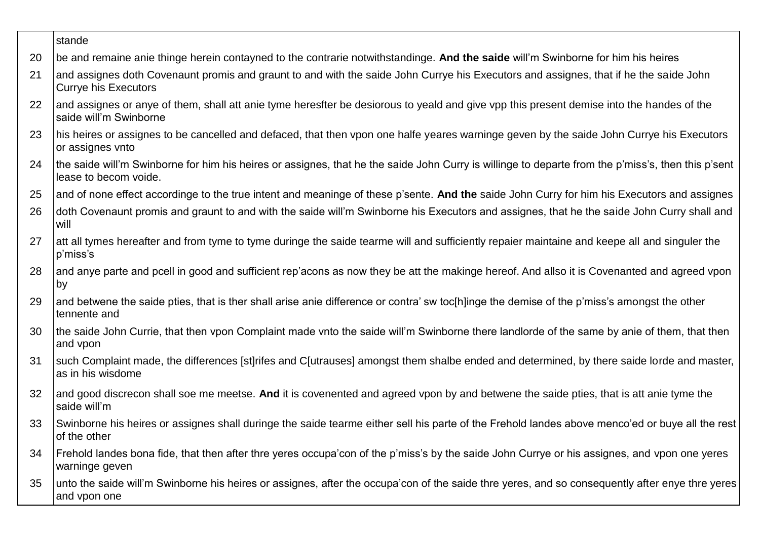| | |
|---|---|
| | stande |
| 20 | be and remaine anie thinge herein contayned to the contrarie notwithstandinge. **And the saide** will'm Swinborne for him his heires |
| 21 | and assignes doth Covenaunt promis and graunt to and with the saide John Currye his Executors and assignes, that if he the saide John Currye his Executors |
| 22 | and assignes or anye of them, shall att anie tyme heresfter be desiorous to yeald and give vpp this present demise into the handes of the saide will'm Swinborne |
| 23 | his heires or assignes to be cancelled and defaced, that then vpon one halfe yeares warninge geven by the saide John Currye his Executors or assignes vnto |
| 24 | the saide will'm Swinborne for him his heires or assignes, that he the saide John Curry is willinge to departe from the p'miss's, then this p'sent lease to becom voide. |
| 25 | and of none effect accordinge to the true intent and meaninge of these p'sente. **And the** saide John Curry for him his Executors and assignes |
| 26 | doth Covenaunt promis and graunt to and with the saide will'm Swinborne his Executors and assignes, that he the saide John Curry shall and will |
| 27 | att all tymes hereafter and from tyme to tyme duringe the saide tearme will and sufficiently repaier maintaine and keepe all and singuler the p'miss's |
| 28 | and anye parte and pcell in good and sufficient rep'acons as now they be att the makinge hereof. And allso it is Covenanted and agreed vpon by |
| 29 | and betwene the saide pties, that is ther shall arise anie difference or contra' sw toc[h]inge the demise of the p'miss's amongst the other tennente and |
| 30 | the saide John Currie, that then vpon Complaint made vnto the saide will'm Swinborne there landlorde of the same by anie of them, that then and vpon |
| 31 | such Complaint made, the differences [st]rifes and C[utrauses] amongst them shalbe ended and determined, by there saide lorde and master, as in his wisdome |
| 32 | and good discrecon shall soe me meetse. **And** it is covenented and agreed vpon by and betwene the saide pties, that is att anie tyme the saide will'm |
| 33 | Swinborne his heires or assignes shall duringe the saide tearme either sell his parte of the Frehold landes above menco'ed or buye all the rest of the other |
| 34 | Frehold landes bona fide, that then after thre yeres occupa'con of the p'miss's by the saide John Currye or his assignes, and vpon one yeres warninge geven |
| 35 | unto the saide will'm Swinborne his heires or assignes, after the occupa'con of the saide thre yeres, and so consequently after enye thre yeres and vpon one |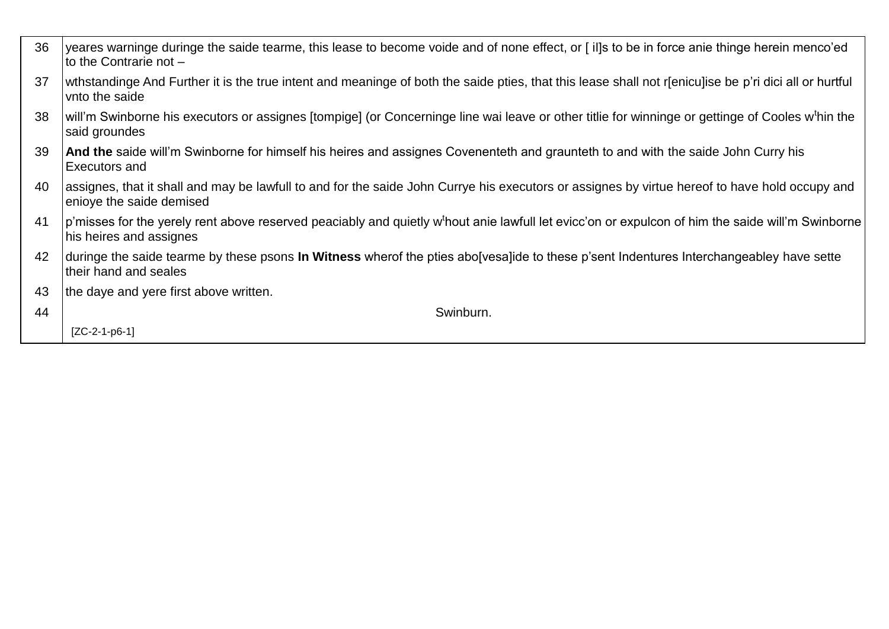| | |
|---|---|
| 36 | yeares warninge duringe the saide tearme, this lease to become voide and of none effect, or [ il]s to be in force anie thinge herein menco'ed to the Contrarie not – |
| 37 | wthstandinge And Further it is the true intent and meaninge of both the saide pties, that this lease shall not r[enicu]ise be p'ri dici all or hurtful vnto the saide |
| 38 | will'm Swinborne his executors or assignes [tompige] (or Concerninge line wai leave or other titlie for winninge or gettinge of Cooles w$^{t}$hin the said groundes |
| 39 | **And the** saide will'm Swinborne for himself his heires and assignes Covenenteth and graunteth to and with the saide John Curry his Executors and |
| 40 | assignes, that it shall and may be lawfull to and for the saide John Currye his executors or assignes by virtue hereof to have hold occupy and enioye the saide demised |
| 41 | p'misses for the yerely rent above reserved peaciably and quietly w$^{t}$hout anie lawfull let evicc'on or expulcon of him the saide will'm Swinborne his heires and assignes |
| 42 | duringe the saide tearme by these psons **In Witness** wherof the pties abo[vesa]ide to these p'sent Indentures Interchangeabley have sette their hand and seales |
| 43 | the daye and yere first above written. |
| 44 | Swinburn. |
| | [ZC-2-1-p6-1] |